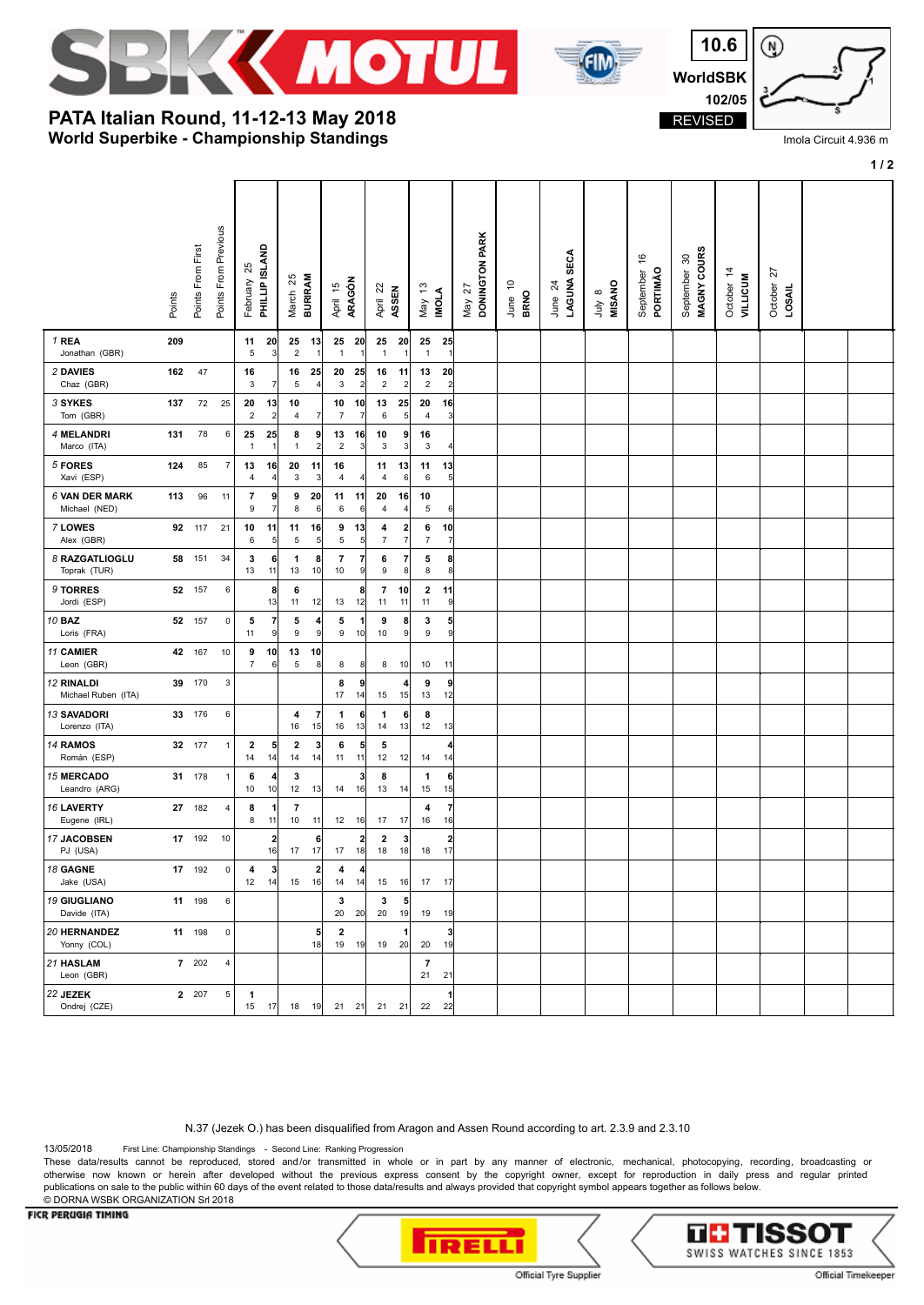# PATA Italian Round, 11-12-13 May 2018

## World Superbike - Championship Standings

10.6 WorldSBK 102/05 REVISED

Imola Circuit 4.936 m

| Rider | Points | Points From First | Points From Previous | February 25 PHILLIP ISLAND | | March 25 BURIRAM | | April 15 ARAGÓN | | April 22 ASSEN | | May 13 IMOLA | | May 27 DONINGTON PARK | | June 10 BRNO | | June 24 LAGUNA SECA | | July 8 MISANO | | September 16 PORTIMÃO | | September 30 MAGNY COURS | | October 14 VILLICUM | | October 27 LOSAIL | |
|---|---|---|---|---|---|---|---|---|---|---|---|---|---|---|---|---|---|---|---|---|---|---|---|---|---|---|---|---|---|
| 1 REA Jonathan (GBR) | 209 | | | 11 / 5 | 20 / 3 | 25 / 2 | 13 / 1 | 25 / 1 | 20 / 1 | 25 / 1 | 20 / 1 | 25 / 1 | 25 / 1 | | | | | | | | | | | | | | | | |
| 2 DAVIES Chaz (GBR) | 162 | 47 | | 16 / 3 | 7 | 16 / 5 | 25 / 4 | 20 / 3 | 25 / 2 | 16 / 2 | 11 / 2 | 13 / 2 | 20 / 2 | | | | | | | | | | | | | | | | |
| 3 SYKES Tom (GBR) | 137 | 72 | 25 | 20 / 2 | 13 / 2 | 10 / 4 | 7 | 10 / 7 | 10 / 7 | 13 / 6 | 25 / 5 | 20 / 4 | 16 / 3 | | | | | | | | | | | | | | | | |
| 4 MELANDRI Marco (ITA) | 131 | 78 | 6 | 25 / 1 | 25 / 1 | 8 / 1 | 9 / 2 | 13 / 2 | 16 / 3 | 10 / 3 | 9 / 3 | 16 / 3 | 4 | | | | | | | | | | | | | | | | |
| 5 FORES Xavi (ESP) | 124 | 85 | 7 | 13 / 4 | 16 / 4 | 20 / 3 | 11 / 3 | 16 / 4 | 4 | 11 / 4 | 13 / 6 | 11 / 6 | 13 / 5 | | | | | | | | | | | | | | | | |
| 6 VAN DER MARK Michael (NED) | 113 | 96 | 11 | 7 / 9 | 9 / 7 | 9 / 8 | 20 / 6 | 11 / 6 | 11 / 6 | 20 / 4 | 16 / 4 | 10 / 5 | 6 | | | | | | | | | | | | | | | | |
| 7 LOWES Alex (GBR) | 92 | 117 | 21 | 10 / 6 | 11 / 5 | 11 / 5 | 16 / 5 | 9 / 5 | 13 / 5 | 4 / 7 | 2 / 7 | 6 / 7 | 10 / 7 | | | | | | | | | | | | | | | | |
| 8 RAZGATLIOGLU Toprak (TUR) | 58 | 151 | 34 | 3 / 13 | 6 / 11 | 1 / 13 | 8 / 10 | 7 / 10 | 7 / 9 | 6 / 9 | 7 / 8 | 5 / 8 | 8 / 8 | | | | | | | | | | | | | | | | |
| 9 TORRES Jordi (ESP) | 52 | 157 | 6 | | 8 / 13 | 6 / 11 | 12 | 13 | 8 / 12 | 7 / 11 | 10 / 11 | 2 / 11 | 11 / 9 | | | | | | | | | | | | | | | | |
| 10 BAZ Loris (FRA) | 52 | 157 | 0 | 5 / 11 | 7 / 9 | 5 / 9 | 4 / 9 | 5 / 9 | 1 / 10 | 9 / 10 | 8 / 9 | 3 / 9 | 5 / 9 | | | | | | | | | | | | | | | | |
| 11 CAMIER Leon (GBR) | 42 | 167 | 10 | 9 / 7 | 10 / 6 | 13 / 5 | 10 / 8 | 8 | 8 | 8 | 10 | 10 | 11 | | | | | | | | | | | | | | | | |
| 12 RINALDI Michael Ruben (ITA) | 39 | 170 | 3 | | | | | 8 / 17 | 9 / 14 | 15 | 4 / 15 | 9 / 13 | 9 / 12 | | | | | | | | | | | | | | | | |
| 13 SAVADORI Lorenzo (ITA) | 33 | 176 | 6 | | | 4 / 16 | 7 / 15 | 1 / 16 | 6 / 13 | 1 / 14 | 6 / 13 | 8 / 12 | 13 | | | | | | | | | | | | | | | | |
| 14 RAMOS Román (ESP) | 32 | 177 | 1 | 2 / 14 | 5 / 14 | 2 / 14 | 3 / 14 | 6 / 11 | 5 / 11 | 5 / 12 | 12 | 14 | 4 / 14 | | | | | | | | | | | | | | | | |
| 15 MERCADO Leandro (ARG) | 31 | 178 | 1 | 6 / 10 | 4 / 10 | 3 / 12 | 13 | 14 | 3 / 16 | 8 / 13 | 14 | 1 / 15 | 6 / 15 | | | | | | | | | | | | | | | | |
| 16 LAVERTY Eugene (IRL) | 27 | 182 | 4 | 8 / 8 | 1 / 11 | 7 / 10 | 11 | 12 | 16 | 17 | 17 | 4 / 16 | 7 / 16 | | | | | | | | | | | | | | | | |
| 17 JACOBSEN PJ (USA) | 17 | 192 | 10 | | 2 / 16 | 17 | 6 / 17 | 17 | 2 / 18 | 2 / 18 | 3 / 18 | 18 | 2 / 17 | | | | | | | | | | | | | | | | |
| 18 GAGNE Jake (USA) | 17 | 192 | 0 | 4 / 12 | 3 / 14 | 15 | 2 / 16 | 4 / 14 | 4 / 14 | 15 | 16 | 17 | 17 | | | | | | | | | | | | | | | | |
| 19 GIUGLIANO Davide (ITA) | 11 | 198 | 6 | | | | | 3 / 20 | 20 | 3 / 20 | 5 / 19 | 19 | 19 | | | | | | | | | | | | | | | | |
| 20 HERNANDEZ Yonny (COL) | 11 | 198 | 0 | | | | 5 / 18 | 2 / 19 | 19 | 19 | 1 / 20 | 20 | 3 / 19 | | | | | | | | | | | | | | | | |
| 21 HASLAM Leon (GBR) | 7 | 202 | 4 | | | | | | | | | 7 / 21 | 21 | | | | | | | | | | | | | | | | |
| 22 JEZEK Ondrej (CZE) | 2 | 207 | 5 | 1 / 15 | 17 | 18 | 19 | 21 | 21 | 21 | 21 | 22 | 1 / 22 | | | | | | | | | | | | | | | | |

N.37 (Jezek O.) has been disqualified from Aragon and Assen Round according to art. 2.3.9 and 2.3.10

13/05/2018 First Line: Championship Standings - Second Line: Ranking Progression

These data/results cannot be reproduced, stored and/or transmitted in whole or in part by any manner of electronic, mechanical, photocopying, recording, broadcasting or otherwise now known or herein after developed without the previous express consent by the copyright owner, except for reproduction in daily press and regular printed publications on sale to the public within 60 days of the event related to those data/results and always provided that copyright symbol appears together as follows below.
© DORNA WSBK ORGANIZATION Srl 2018

FICR PERUGIA TIMING

Official Tyre Supplier

Official Timekeeper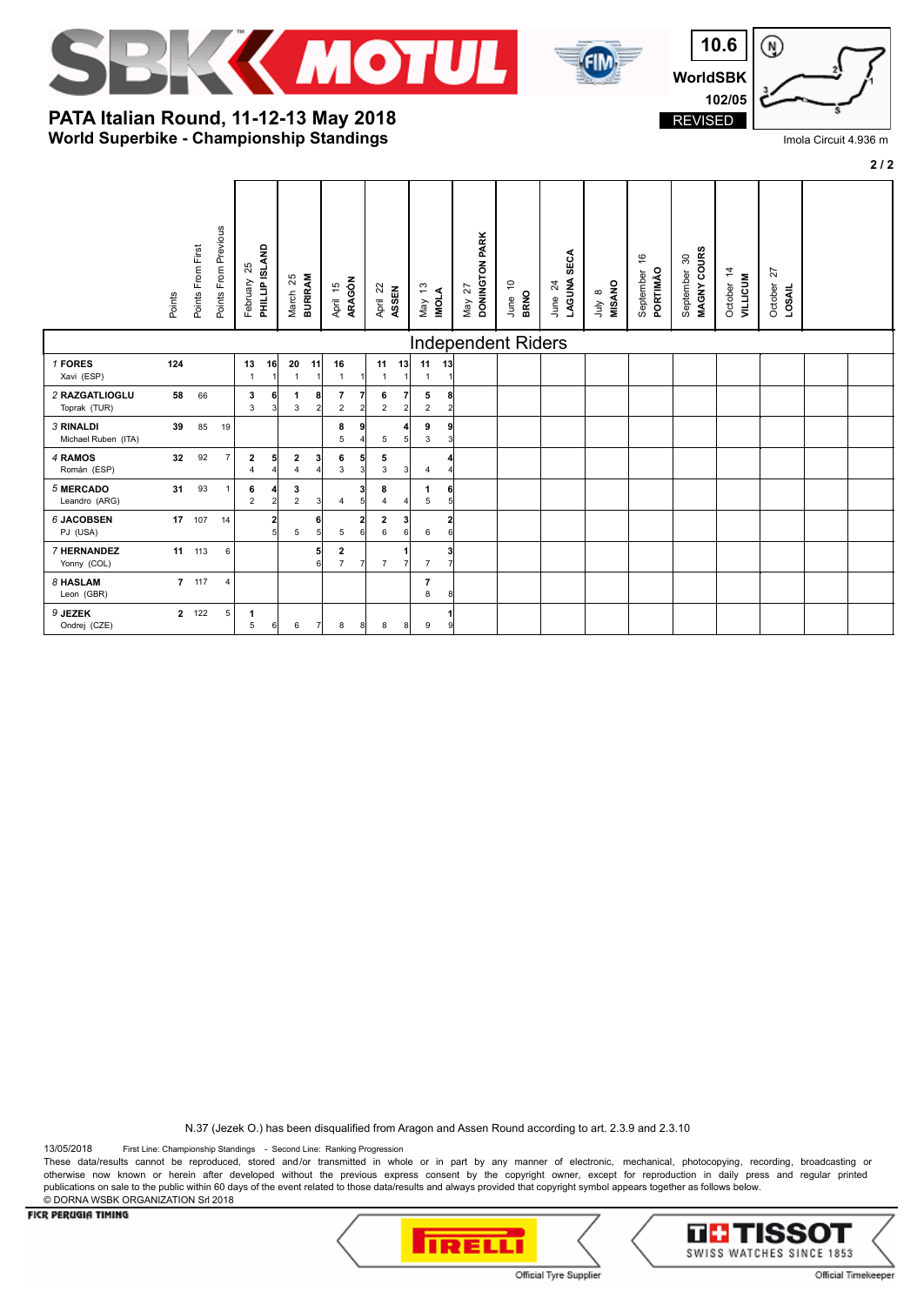# PATA Italian Round, 11-12-13 May 2018

## World Superbike - Championship Standings

10.6
WorldSBK
102/05
REVISED

Imola Circuit 4.936 m

### Independent Riders

| Rider | Points | Points From First | Points From Previous | February 25 PHILLIP ISLAND | | March 25 BURIRAM | | April 15 ARAGÓN | | April 22 ASSEN | | May 13 IMOLA | | May 27 DONINGTON PARK | | June 10 BRNO | | June 24 LAGUNA SECA | | July 8 MISANO | | September 16 PORTIMÃO | | September 30 MAGNY COURS | | October 14 VILLICUM | | October 27 LOSAIL | |
|---|---|---|---|---|---|---|---|---|---|---|---|---|---|---|---|---|---|---|---|---|---|---|---|---|---|---|---|---|---|
| 1 FORES Xavi (ESP) | 124 | | | 13 (1) | 16 (1) | 20 (1) | 11 (1) | 16 (1) | (1) | 11 (1) | 13 (1) | 11 (1) | 13 (1) | | | | | | | | | | | | | | | | |
| 2 RAZGATLIOGLU Toprak (TUR) | 58 | 66 | | 3 (3) | 6 (3) | 1 (3) | 8 (2) | 7 (2) | 7 (2) | 6 (2) | 7 (2) | 5 (2) | 8 (2) | | | | | | | | | | | | | | | | |
| 3 RINALDI Michael Ruben (ITA) | 39 | 85 | 19 | | | | | 8 (5) | 9 (4) | (5) | 4 (5) | 9 (3) | 9 (3) | | | | | | | | | | | | | | | | |
| 4 RAMOS Román (ESP) | 32 | 92 | 7 | 2 (4) | 5 (4) | 2 (4) | 3 (4) | 6 (3) | 5 (3) | 5 (3) | (3) | (4) | 4 (4) | | | | | | | | | | | | | | | | |
| 5 MERCADO Leandro (ARG) | 31 | 93 | 1 | 6 (2) | 4 (2) | 3 (2) | (3) | (4) | 3 (5) | 8 (4) | (4) | 1 (5) | 6 (5) | | | | | | | | | | | | | | | | |
| 6 JACOBSEN PJ (USA) | 17 | 107 | 14 | | 2 (5) | (5) | 6 (5) | (5) | 2 (6) | 2 (6) | 3 (6) | (6) | 2 (6) | | | | | | | | | | | | | | | | |
| 7 HERNANDEZ Yonny (COL) | 11 | 113 | 6 | | | | 5 (6) | 2 (7) | (7) | (7) | 1 (7) | (7) | 3 (7) | | | | | | | | | | | | | | | | |
| 8 HASLAM Leon (GBR) | 7 | 117 | 4 | | | | | | | | | 7 (8) | (8) | | | | | | | | | | | | | | | | |
| 9 JEZEK Ondrej (CZE) | 2 | 122 | 5 | 1 (5) | (6) | (6) | (7) | (8) | (8) | (8) | (8) | (9) | 1 (9) | | | | | | | | | | | | | | | | |

N.37 (Jezek O.) has been disqualified from Aragon and Assen Round according to art. 2.3.9 and 2.3.10

13/05/2018 First Line: Championship Standings - Second Line: Ranking Progression

These data/results cannot be reproduced, stored and/or transmitted in whole or in part by any manner of electronic, mechanical, photocopying, recording, broadcasting or otherwise now known or herein after developed without the previous express consent by the copyright owner, except for reproduction in daily press and regular printed publications on sale to the public within 60 days of the event related to those data/results and always provided that copyright symbol appears together as follows below.
© DORNA WSBK ORGANIZATION Srl 2018

FICR PERUGIA TIMING

Official Tyre Supplier — PIRELLI

TISSOT SWISS WATCHES SINCE 1853 — Official Timekeeper